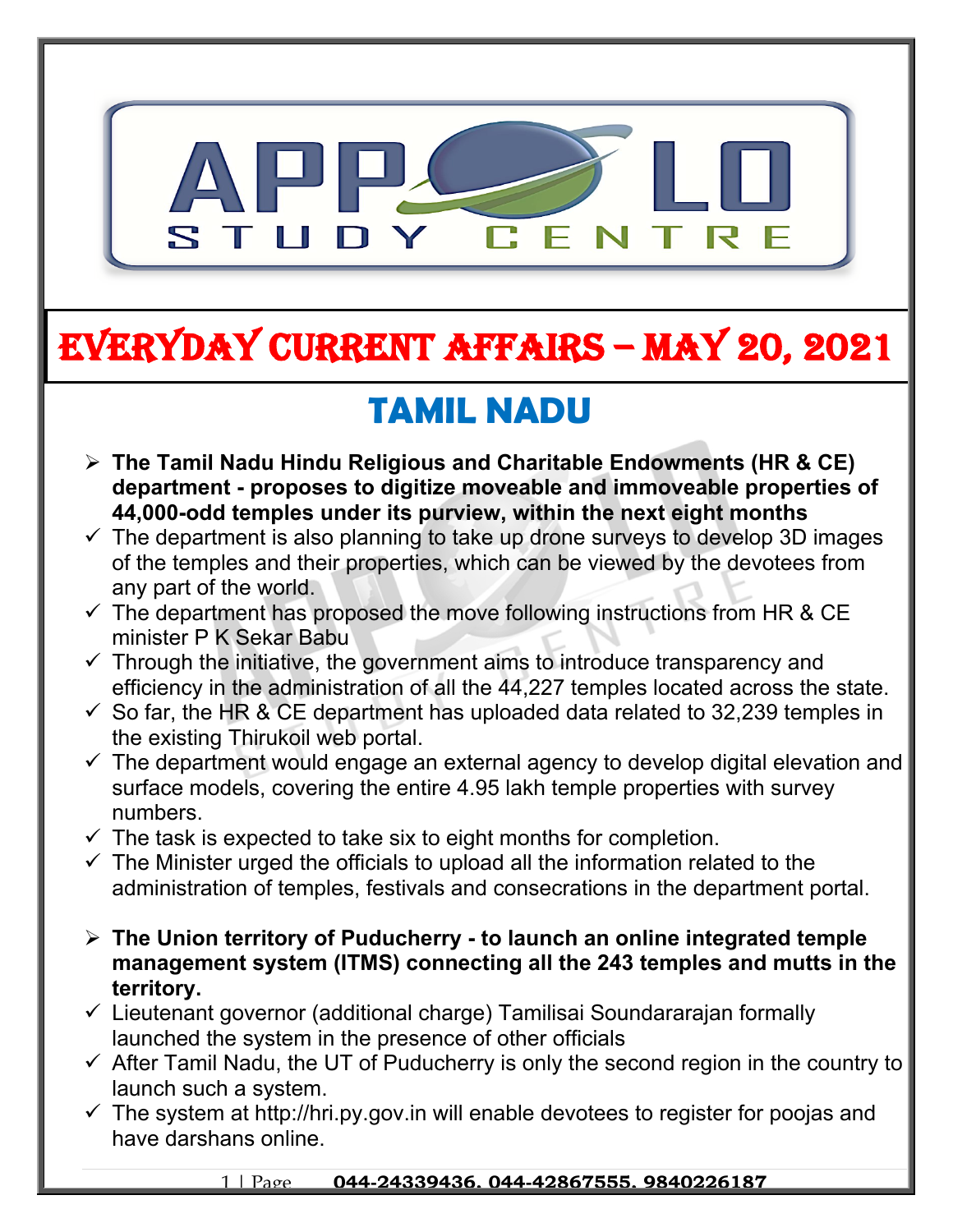# EVERYDAY CURRENT AFFAIRS – MAY 20, 2021

## TAMIL NADU

- **The Tamil Nadu Hindu Religious and Charitable Endowments (HR & CE) department - proposes to digitize moveable and immoveable properties of 44,000-odd temples under its purview, within the next eight months**
  - ✓ The department is also planning to take up drone surveys to develop 3D images of the temples and their properties, which can be viewed by the devotees from any part of the world.
  - ✓ The department has proposed the move following instructions from HR & CE minister P K Sekar Babu
  - ✓ Through the initiative, the government aims to introduce transparency and efficiency in the administration of all the 44,227 temples located across the state.
  - ✓ So far, the HR & CE department has uploaded data related to 32,239 temples in the existing Thirukoil web portal.
  - ✓ The department would engage an external agency to develop digital elevation and surface models, covering the entire 4.95 lakh temple properties with survey numbers.
  - ✓ The task is expected to take six to eight months for completion.
  - ✓ The Minister urged the officials to upload all the information related to the administration of temples, festivals and consecrations in the department portal.

- **The Union territory of Puducherry - to launch an online integrated temple management system (ITMS) connecting all the 243 temples and mutts in the territory.**
  - ✓ Lieutenant governor (additional charge) Tamilisai Soundararajan formally launched the system in the presence of other officials
  - ✓ After Tamil Nadu, the UT of Puducherry is only the second region in the country to launch such a system.
  - ✓ The system at http://hri.py.gov.in will enable devotees to register for poojas and have darshans online.

**044-24339436, 044-42867555, 9840226187**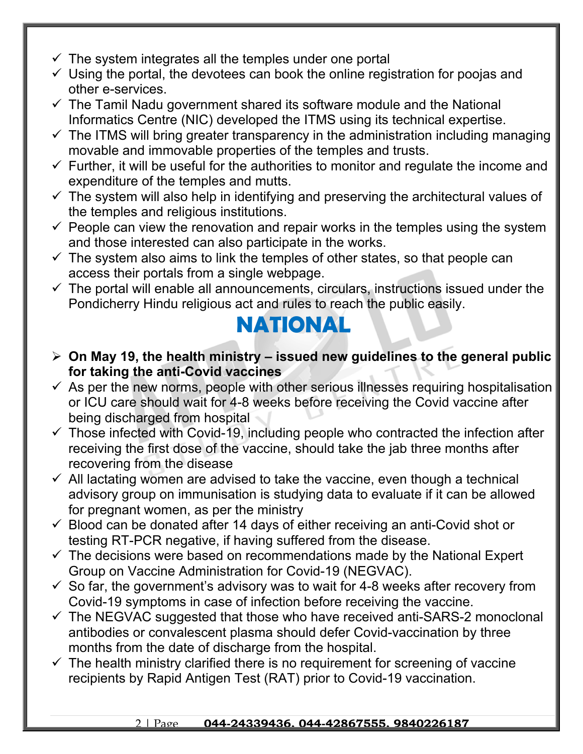- The system integrates all the temples under one portal
- Using the portal, the devotees can book the online registration for poojas and other e-services.
- The Tamil Nadu government shared its software module and the National Informatics Centre (NIC) developed the ITMS using its technical expertise.
- The ITMS will bring greater transparency in the administration including managing movable and immovable properties of the temples and trusts.
- Further, it will be useful for the authorities to monitor and regulate the income and expenditure of the temples and mutts.
- The system will also help in identifying and preserving the architectural values of the temples and religious institutions.
- People can view the renovation and repair works in the temples using the system and those interested can also participate in the works.
- The system also aims to link the temples of other states, so that people can access their portals from a single webpage.
- The portal will enable all announcements, circulars, instructions issued under the Pondicherry Hindu religious act and rules to reach the public easily.

# NATIONAL

- **On May 19, the health ministry – issued new guidelines to the general public for taking the anti-Covid vaccines**
- As per the new norms, people with other serious illnesses requiring hospitalisation or ICU care should wait for 4-8 weeks before receiving the Covid vaccine after being discharged from hospital
- Those infected with Covid-19, including people who contracted the infection after receiving the first dose of the vaccine, should take the jab three months after recovering from the disease
- All lactating women are advised to take the vaccine, even though a technical advisory group on immunisation is studying data to evaluate if it can be allowed for pregnant women, as per the ministry
- Blood can be donated after 14 days of either receiving an anti-Covid shot or testing RT-PCR negative, if having suffered from the disease.
- The decisions were based on recommendations made by the National Expert Group on Vaccine Administration for Covid-19 (NEGVAC).
- So far, the government's advisory was to wait for 4-8 weeks after recovery from Covid-19 symptoms in case of infection before receiving the vaccine.
- The NEGVAC suggested that those who have received anti-SARS-2 monoclonal antibodies or convalescent plasma should defer Covid-vaccination by three months from the date of discharge from the hospital.
- The health ministry clarified there is no requirement for screening of vaccine recipients by Rapid Antigen Test (RAT) prior to Covid-19 vaccination.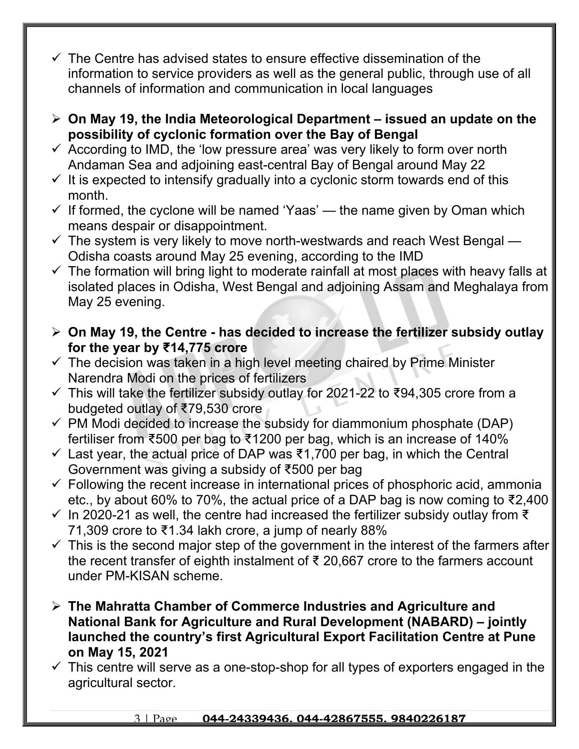- ✓ The Centre has advised states to ensure effective dissemination of the information to service providers as well as the general public, through use of all channels of information and communication in local languages

- ➢ **On May 19, the India Meteorological Department – issued an update on the possibility of cyclonic formation over the Bay of Bengal**
- ✓ According to IMD, the 'low pressure area' was very likely to form over north Andaman Sea and adjoining east-central Bay of Bengal around May 22
- ✓ It is expected to intensify gradually into a cyclonic storm towards end of this month.
- ✓ If formed, the cyclone will be named 'Yaas' — the name given by Oman which means despair or disappointment.
- ✓ The system is very likely to move north-westwards and reach West Bengal — Odisha coasts around May 25 evening, according to the IMD
- ✓ The formation will bring light to moderate rainfall at most places with heavy falls at isolated places in Odisha, West Bengal and adjoining Assam and Meghalaya from May 25 evening.

- ➢ **On May 19, the Centre - has decided to increase the fertilizer subsidy outlay for the year by ₹14,775 crore**
- ✓ The decision was taken in a high level meeting chaired by Prime Minister Narendra Modi on the prices of fertilizers
- ✓ This will take the fertilizer subsidy outlay for 2021-22 to ₹94,305 crore from a budgeted outlay of ₹79,530 crore
- ✓ PM Modi decided to increase the subsidy for diammonium phosphate (DAP) fertiliser from ₹500 per bag to ₹1200 per bag, which is an increase of 140%
- ✓ Last year, the actual price of DAP was ₹1,700 per bag, in which the Central Government was giving a subsidy of ₹500 per bag
- ✓ Following the recent increase in international prices of phosphoric acid, ammonia etc., by about 60% to 70%, the actual price of a DAP bag is now coming to ₹2,400
- ✓ In 2020-21 as well, the centre had increased the fertilizer subsidy outlay from ₹ 71,309 crore to ₹1.34 lakh crore, a jump of nearly 88%
- ✓ This is the second major step of the government in the interest of the farmers after the recent transfer of eighth instalment of ₹ 20,667 crore to the farmers account under PM-KISAN scheme.

- ➢ **The Mahratta Chamber of Commerce Industries and Agriculture and National Bank for Agriculture and Rural Development (NABARD) – jointly launched the country's first Agricultural Export Facilitation Centre at Pune on May 15, 2021**
- ✓ This centre will serve as a one-stop-shop for all types of exporters engaged in the agricultural sector.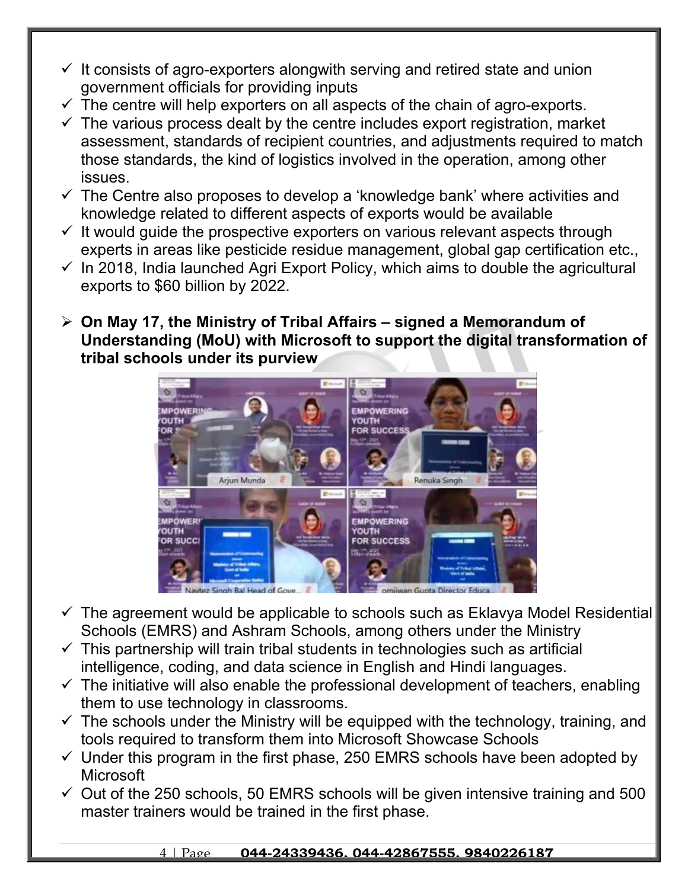- ✓ It consists of agro-exporters alongwith serving and retired state and union government officials for providing inputs
- ✓ The centre will help exporters on all aspects of the chain of agro-exports.
- ✓ The various process dealt by the centre includes export registration, market assessment, standards of recipient countries, and adjustments required to match those standards, the kind of logistics involved in the operation, among other issues.
- ✓ The Centre also proposes to develop a 'knowledge bank' where activities and knowledge related to different aspects of exports would be available
- ✓ It would guide the prospective exporters on various relevant aspects through experts in areas like pesticide residue management, global gap certification etc.,
- ✓ In 2018, India launched Agri Export Policy, which aims to double the agricultural exports to $60 billion by 2022.

- **On May 17, the Ministry of Tribal Affairs – signed a Memorandum of Understanding (MoU) with Microsoft to support the digital transformation of tribal schools under its purview**

- ✓ The agreement would be applicable to schools such as Eklavya Model Residential Schools (EMRS) and Ashram Schools, among others under the Ministry
- ✓ This partnership will train tribal students in technologies such as artificial intelligence, coding, and data science in English and Hindi languages.
- ✓ The initiative will also enable the professional development of teachers, enabling them to use technology in classrooms.
- ✓ The schools under the Ministry will be equipped with the technology, training, and tools required to transform them into Microsoft Showcase Schools
- ✓ Under this program in the first phase, 250 EMRS schools have been adopted by Microsoft
- ✓ Out of the 250 schools, 50 EMRS schools will be given intensive training and 500 master trainers would be trained in the first phase.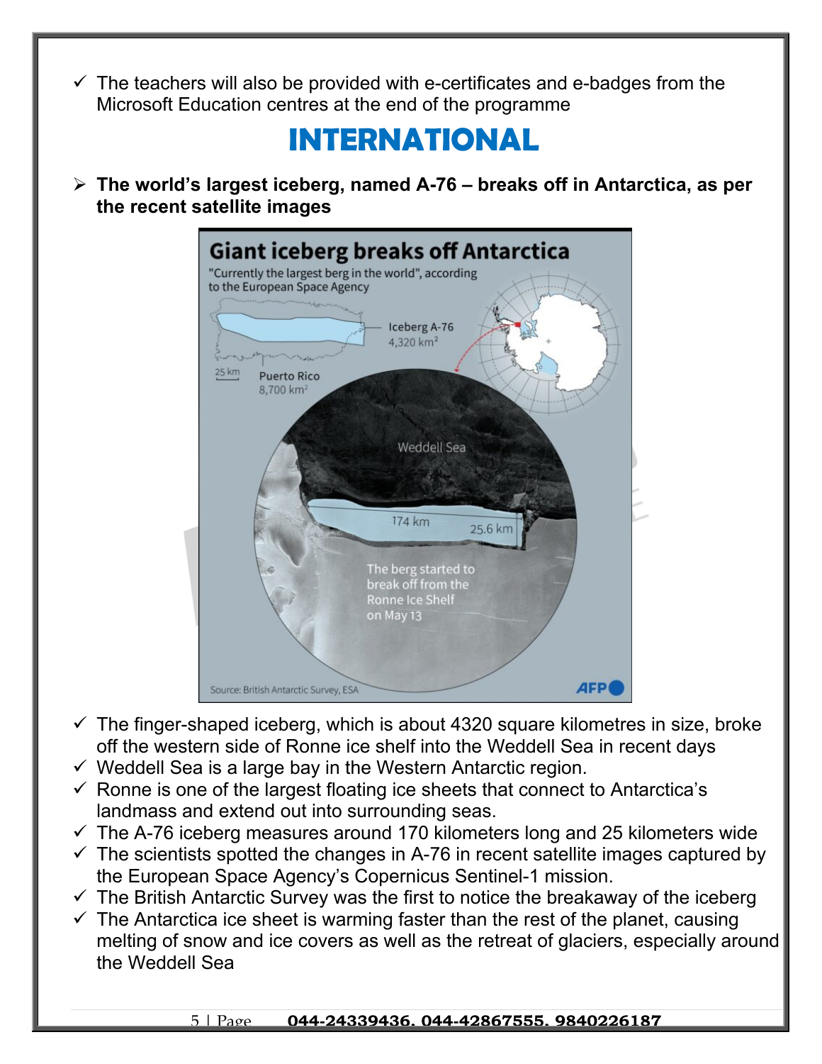- ✓ The teachers will also be provided with e-certificates and e-badges from the Microsoft Education centres at the end of the programme

# INTERNATIONAL

- ➢ **The world's largest iceberg, named A-76 – breaks off in Antarctica, as per the recent satellite images**

- ✓ The finger-shaped iceberg, which is about 4320 square kilometres in size, broke off the western side of Ronne ice shelf into the Weddell Sea in recent days
- ✓ Weddell Sea is a large bay in the Western Antarctic region.
- ✓ Ronne is one of the largest floating ice sheets that connect to Antarctica's landmass and extend out into surrounding seas.
- ✓ The A-76 iceberg measures around 170 kilometers long and 25 kilometers wide
- ✓ The scientists spotted the changes in A-76 in recent satellite images captured by the European Space Agency's Copernicus Sentinel-1 mission.
- ✓ The British Antarctic Survey was the first to notice the breakaway of the iceberg
- ✓ The Antarctica ice sheet is warming faster than the rest of the planet, causing melting of snow and ice covers as well as the retreat of glaciers, especially around the Weddell Sea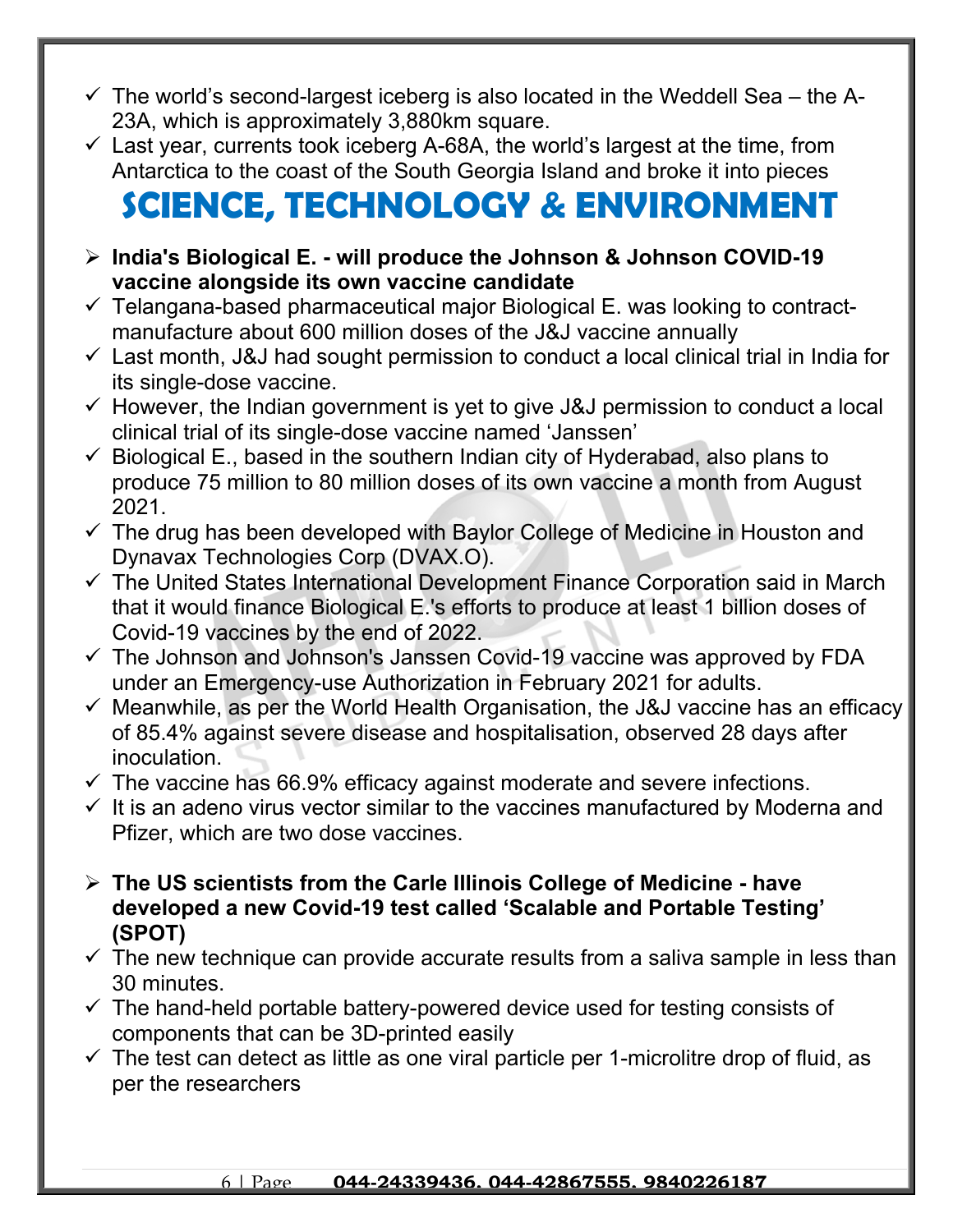- ✓ The world's second-largest iceberg is also located in the Weddell Sea – the A-23A, which is approximately 3,880km square.
- ✓ Last year, currents took iceberg A-68A, the world's largest at the time, from Antarctica to the coast of the South Georgia Island and broke it into pieces

# SCIENCE, TECHNOLOGY & ENVIRONMENT

- **India's Biological E. - will produce the Johnson & Johnson COVID-19 vaccine alongside its own vaccine candidate**
  - ✓ Telangana-based pharmaceutical major Biological E. was looking to contract-manufacture about 600 million doses of the J&J vaccine annually
  - ✓ Last month, J&J had sought permission to conduct a local clinical trial in India for its single-dose vaccine.
  - ✓ However, the Indian government is yet to give J&J permission to conduct a local clinical trial of its single-dose vaccine named 'Janssen'
  - ✓ Biological E., based in the southern Indian city of Hyderabad, also plans to produce 75 million to 80 million doses of its own vaccine a month from August 2021.
  - ✓ The drug has been developed with Baylor College of Medicine in Houston and Dynavax Technologies Corp (DVAX.O).
  - ✓ The United States International Development Finance Corporation said in March that it would finance Biological E.'s efforts to produce at least 1 billion doses of Covid-19 vaccines by the end of 2022.
  - ✓ The Johnson and Johnson's Janssen Covid-19 vaccine was approved by FDA under an Emergency-use Authorization in February 2021 for adults.
  - ✓ Meanwhile, as per the World Health Organisation, the J&J vaccine has an efficacy of 85.4% against severe disease and hospitalisation, observed 28 days after inoculation.
  - ✓ The vaccine has 66.9% efficacy against moderate and severe infections.
  - ✓ It is an adeno virus vector similar to the vaccines manufactured by Moderna and Pfizer, which are two dose vaccines.

- **The US scientists from the Carle Illinois College of Medicine - have developed a new Covid-19 test called 'Scalable and Portable Testing' (SPOT)**
  - ✓ The new technique can provide accurate results from a saliva sample in less than 30 minutes.
  - ✓ The hand-held portable battery-powered device used for testing consists of components that can be 3D-printed easily
  - ✓ The test can detect as little as one viral particle per 1-microlitre drop of fluid, as per the researchers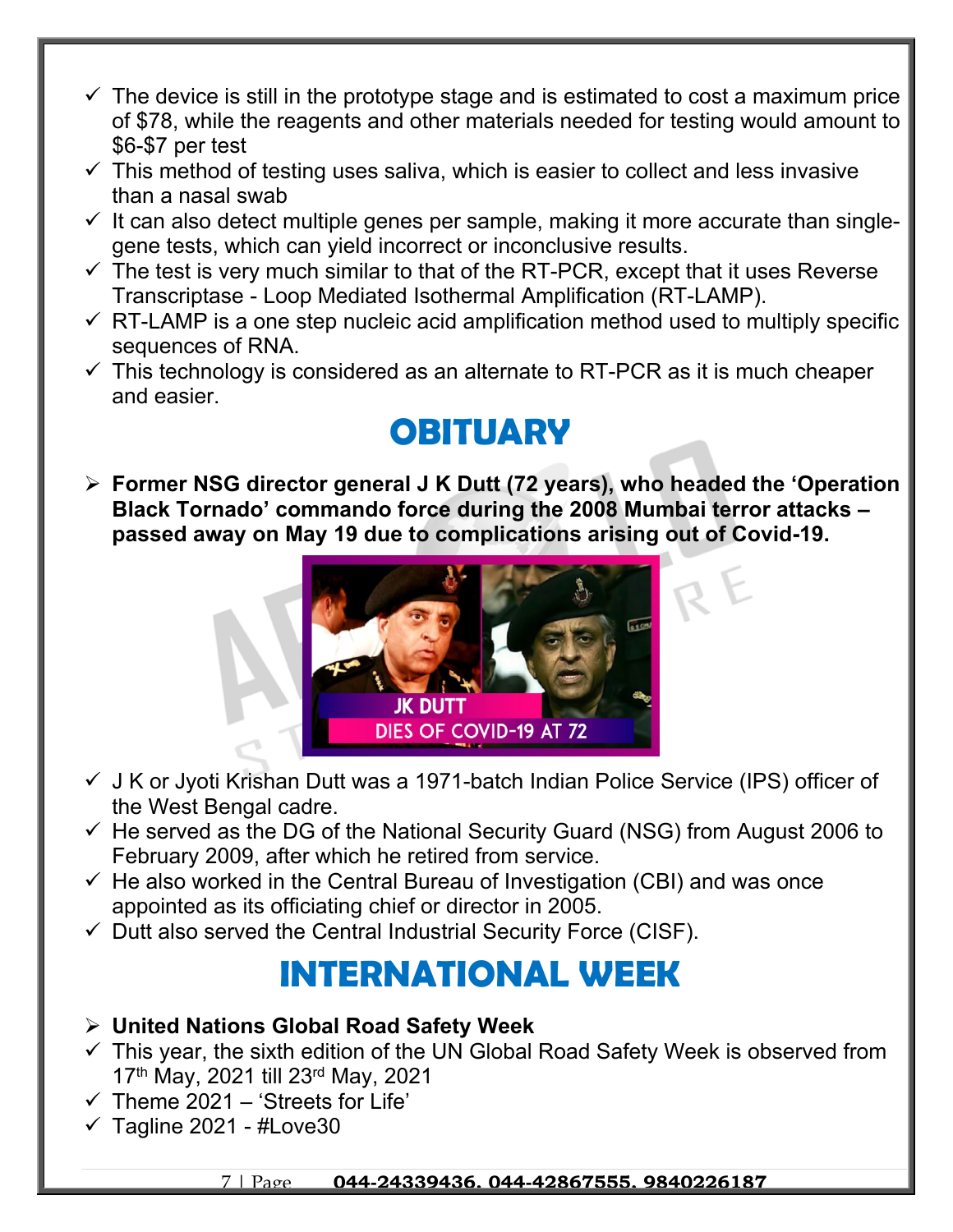- ✓ The device is still in the prototype stage and is estimated to cost a maximum price of $78, while the reagents and other materials needed for testing would amount to $6-$7 per test
- ✓ This method of testing uses saliva, which is easier to collect and less invasive than a nasal swab
- ✓ It can also detect multiple genes per sample, making it more accurate than single-gene tests, which can yield incorrect or inconclusive results.
- ✓ The test is very much similar to that of the RT-PCR, except that it uses Reverse Transcriptase - Loop Mediated Isothermal Amplification (RT-LAMP).
- ✓ RT-LAMP is a one step nucleic acid amplification method used to multiply specific sequences of RNA.
- ✓ This technology is considered as an alternate to RT-PCR as it is much cheaper and easier.

# OBITUARY

- **Former NSG director general J K Dutt (72 years), who headed the 'Operation Black Tornado' commando force during the 2008 Mumbai terror attacks – passed away on May 19 due to complications arising out of Covid-19.**

JK DUTT
DIES OF COVID-19 AT 72

- ✓ J K or Jyoti Krishan Dutt was a 1971-batch Indian Police Service (IPS) officer of the West Bengal cadre.
- ✓ He served as the DG of the National Security Guard (NSG) from August 2006 to February 2009, after which he retired from service.
- ✓ He also worked in the Central Bureau of Investigation (CBI) and was once appointed as its officiating chief or director in 2005.
- ✓ Dutt also served the Central Industrial Security Force (CISF).

# INTERNATIONAL WEEK

- **United Nations Global Road Safety Week**
- ✓ This year, the sixth edition of the UN Global Road Safety Week is observed from 17th May, 2021 till 23rd May, 2021
- ✓ Theme 2021 – 'Streets for Life'
- ✓ Tagline 2021 - #Love30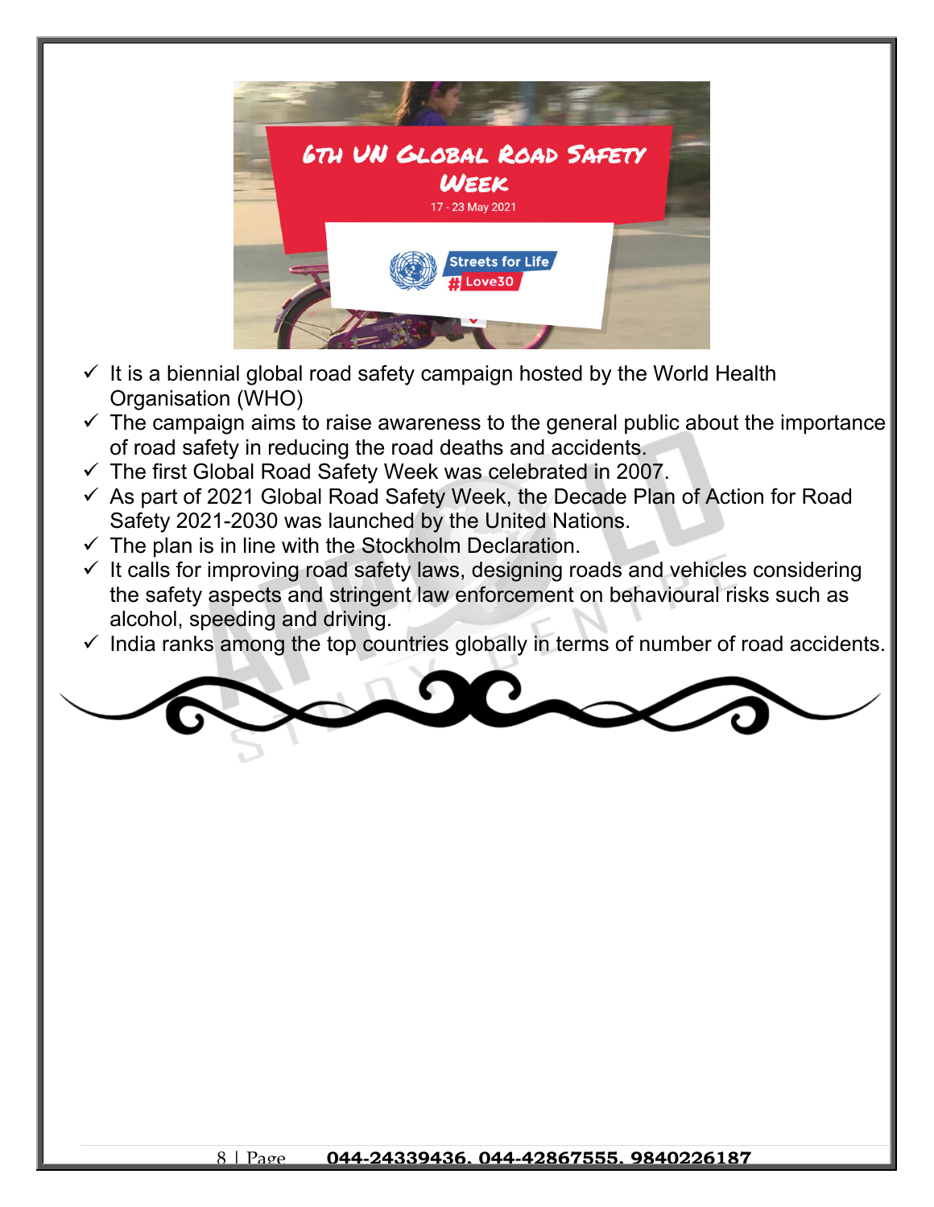6th UN Global Road Safety Week

17 - 23 May 2021

Streets for Life

#Love30

- ✓ It is a biennial global road safety campaign hosted by the World Health Organisation (WHO)
- ✓ The campaign aims to raise awareness to the general public about the importance of road safety in reducing the road deaths and accidents.
- ✓ The first Global Road Safety Week was celebrated in 2007.
- ✓ As part of 2021 Global Road Safety Week, the Decade Plan of Action for Road Safety 2021-2030 was launched by the United Nations.
- ✓ The plan is in line with the Stockholm Declaration.
- ✓ It calls for improving road safety laws, designing roads and vehicles considering the safety aspects and stringent law enforcement on behavioural risks such as alcohol, speeding and driving.
- ✓ India ranks among the top countries globally in terms of number of road accidents.